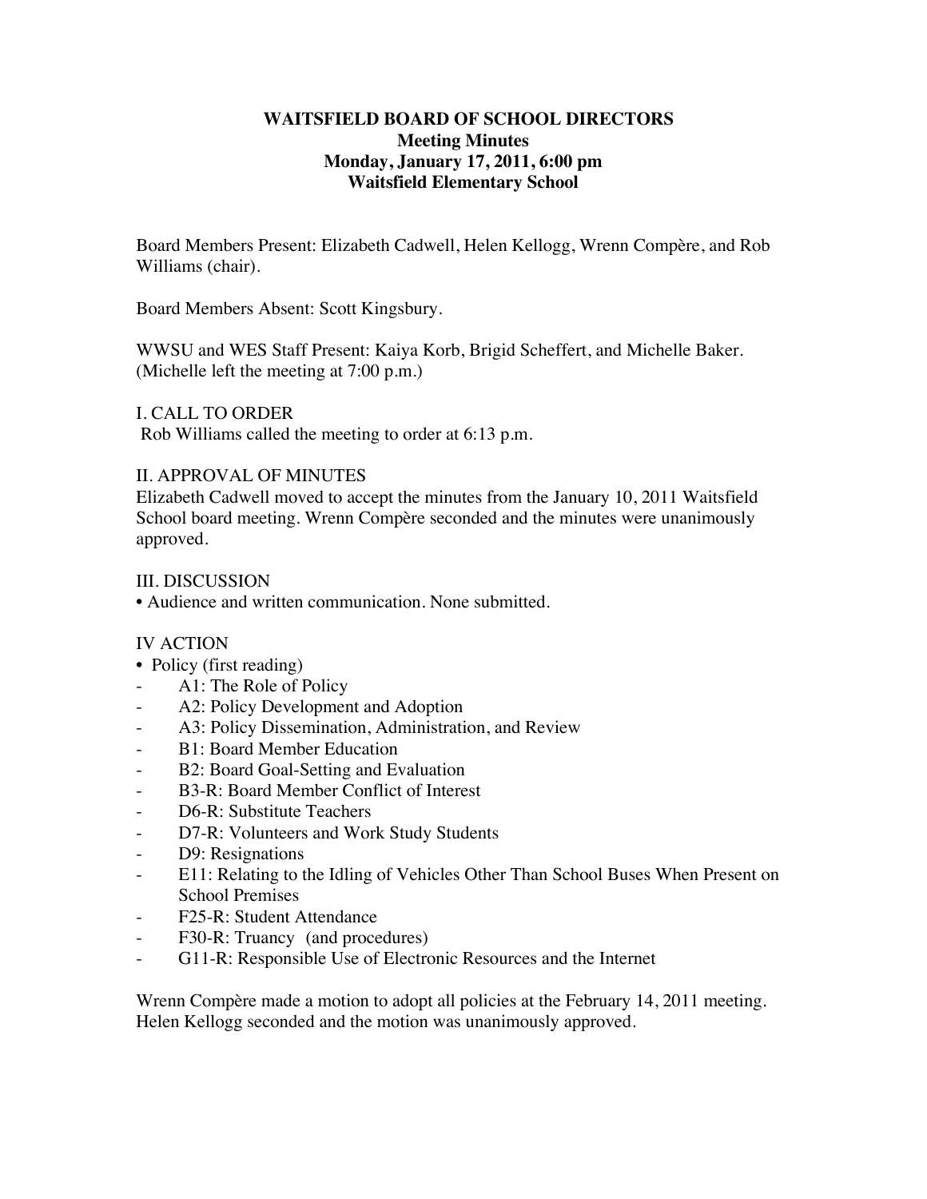# WAITSFIELD BOARD OF SCHOOL DIRECTORS
## Meeting Minutes
## Monday, January 17, 2011, 6:00 pm
## Waitsfield Elementary School

Board Members Present: Elizabeth Cadwell, Helen Kellogg, Wrenn Compère, and Rob Williams (chair).

Board Members Absent: Scott Kingsbury.

WWSU and WES Staff Present: Kaiya Korb, Brigid Scheffert, and Michelle Baker. (Michelle left the meeting at 7:00 p.m.)

I. CALL TO ORDER

Rob Williams called the meeting to order at 6:13 p.m.

II. APPROVAL OF MINUTES

Elizabeth Cadwell moved to accept the minutes from the January 10, 2011 Waitsfield School board meeting. Wrenn Compère seconded and the minutes were unanimously approved.

III. DISCUSSION

• Audience and written communication. None submitted.

IV ACTION

• Policy (first reading)

- A1: The Role of Policy
- A2: Policy Development and Adoption
- A3: Policy Dissemination, Administration, and Review
- B1: Board Member Education
- B2: Board Goal-Setting and Evaluation
- B3-R: Board Member Conflict of Interest
- D6-R: Substitute Teachers
- D7-R: Volunteers and Work Study Students
- D9: Resignations
- E11: Relating to the Idling of Vehicles Other Than School Buses When Present on School Premises
- F25-R: Student Attendance
- F30-R: Truancy (and procedures)
- G11-R: Responsible Use of Electronic Resources and the Internet

Wrenn Compère made a motion to adopt all policies at the February 14, 2011 meeting. Helen Kellogg seconded and the motion was unanimously approved.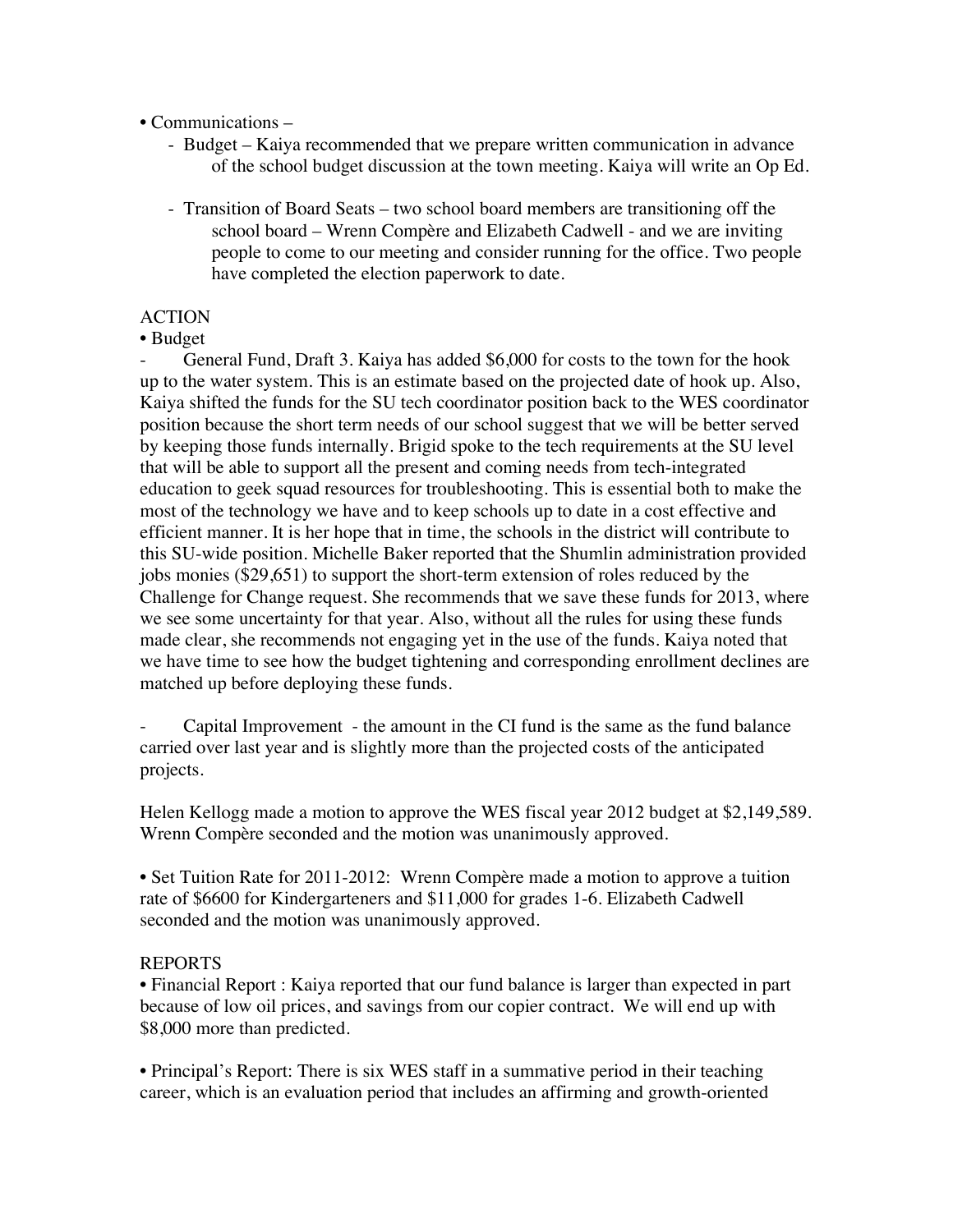• Communications –

- Budget – Kaiya recommended that we prepare written communication in advance of the school budget discussion at the town meeting. Kaiya will write an Op Ed.

- Transition of Board Seats – two school board members are transitioning off the school board – Wrenn Compère and Elizabeth Cadwell - and we are inviting people to come to our meeting and consider running for the office. Two people have completed the election paperwork to date.

ACTION

• Budget

- General Fund, Draft 3. Kaiya has added $6,000 for costs to the town for the hook up to the water system. This is an estimate based on the projected date of hook up. Also, Kaiya shifted the funds for the SU tech coordinator position back to the WES coordinator position because the short term needs of our school suggest that we will be better served by keeping those funds internally. Brigid spoke to the tech requirements at the SU level that will be able to support all the present and coming needs from tech-integrated education to geek squad resources for troubleshooting. This is essential both to make the most of the technology we have and to keep schools up to date in a cost effective and efficient manner. It is her hope that in time, the schools in the district will contribute to this SU-wide position. Michelle Baker reported that the Shumlin administration provided jobs monies ($29,651) to support the short-term extension of roles reduced by the Challenge for Change request. She recommends that we save these funds for 2013, where we see some uncertainty for that year. Also, without all the rules for using these funds made clear, she recommends not engaging yet in the use of the funds. Kaiya noted that we have time to see how the budget tightening and corresponding enrollment declines are matched up before deploying these funds.

- Capital Improvement - the amount in the CI fund is the same as the fund balance carried over last year and is slightly more than the projected costs of the anticipated projects.

Helen Kellogg made a motion to approve the WES fiscal year 2012 budget at $2,149,589. Wrenn Compère seconded and the motion was unanimously approved.

• Set Tuition Rate for 2011-2012: Wrenn Compère made a motion to approve a tuition rate of $6600 for Kindergarteners and $11,000 for grades 1-6. Elizabeth Cadwell seconded and the motion was unanimously approved.

REPORTS

• Financial Report : Kaiya reported that our fund balance is larger than expected in part because of low oil prices, and savings from our copier contract. We will end up with $8,000 more than predicted.

• Principal's Report: There is six WES staff in a summative period in their teaching career, which is an evaluation period that includes an affirming and growth-oriented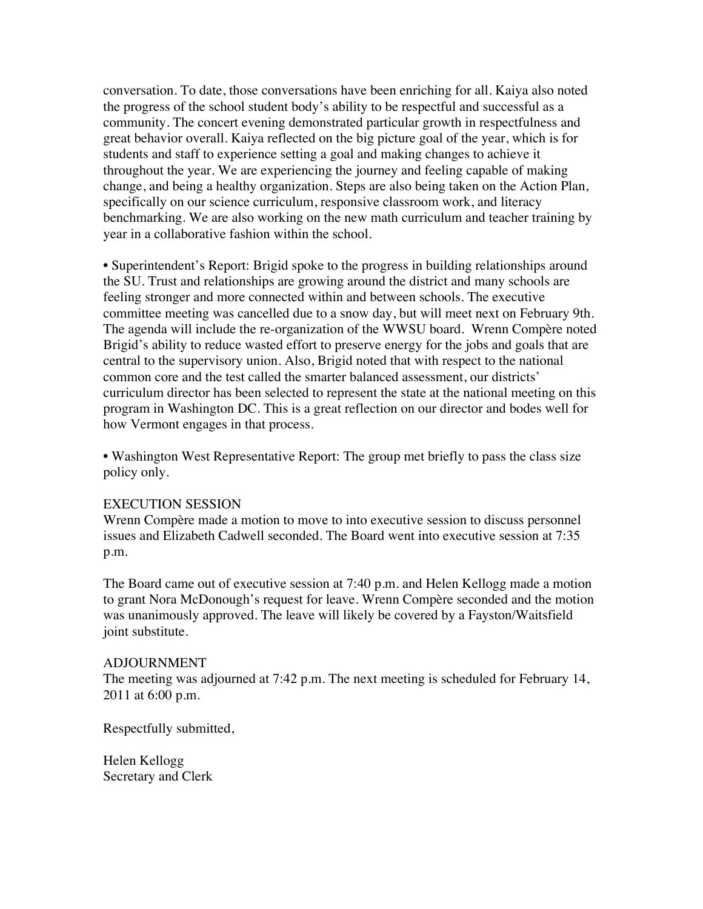conversation. To date, those conversations have been enriching for all. Kaiya also noted the progress of the school student body's ability to be respectful and successful as a community. The concert evening demonstrated particular growth in respectfulness and great behavior overall. Kaiya reflected on the big picture goal of the year, which is for students and staff to experience setting a goal and making changes to achieve it throughout the year. We are experiencing the journey and feeling capable of making change, and being a healthy organization. Steps are also being taken on the Action Plan, specifically on our science curriculum, responsive classroom work, and literacy benchmarking. We are also working on the new math curriculum and teacher training by year in a collaborative fashion within the school.

• Superintendent's Report: Brigid spoke to the progress in building relationships around the SU. Trust and relationships are growing around the district and many schools are feeling stronger and more connected within and between schools. The executive committee meeting was cancelled due to a snow day, but will meet next on February 9th. The agenda will include the re-organization of the WWSU board. Wrenn Compère noted Brigid's ability to reduce wasted effort to preserve energy for the jobs and goals that are central to the supervisory union. Also, Brigid noted that with respect to the national common core and the test called the smarter balanced assessment, our districts' curriculum director has been selected to represent the state at the national meeting on this program in Washington DC. This is a great reflection on our director and bodes well for how Vermont engages in that process.

• Washington West Representative Report: The group met briefly to pass the class size policy only.

EXECUTION SESSION

Wrenn Compère made a motion to move to into executive session to discuss personnel issues and Elizabeth Cadwell seconded. The Board went into executive session at 7:35 p.m.

The Board came out of executive session at 7:40 p.m. and Helen Kellogg made a motion to grant Nora McDonough's request for leave. Wrenn Compère seconded and the motion was unanimously approved. The leave will likely be covered by a Fayston/Waitsfield joint substitute.

ADJOURNMENT

The meeting was adjourned at 7:42 p.m. The next meeting is scheduled for February 14, 2011 at 6:00 p.m.

Respectfully submitted,

Helen Kellogg
Secretary and Clerk